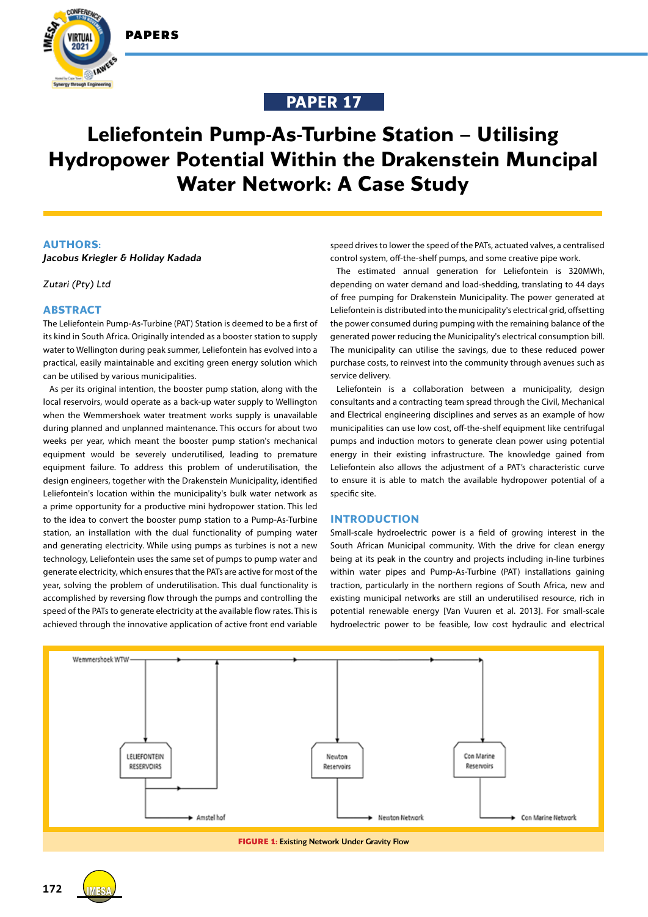PAPER 17

# Leliefontein Pump-As-Turbine Station – Utilising Hydropower Potential Within the Drakenstein Muncipal Water Network: A Case Study

## AUTHORS:

***Jacobus Kriegler & Holiday Kadada***

*Zutari (Pty) Ltd*

## ABSTRACT

The Leliefontein Pump-As-Turbine (PAT) Station is deemed to be a first of its kind in South Africa. Originally intended as a booster station to supply water to Wellington during peak summer, Leliefontein has evolved into a practical, easily maintainable and exciting green energy solution which can be utilised by various municipalities.

As per its original intention, the booster pump station, along with the local reservoirs, would operate as a back-up water supply to Wellington when the Wemmershoek water treatment works supply is unavailable during planned and unplanned maintenance. This occurs for about two weeks per year, which meant the booster pump station's mechanical equipment would be severely underutilised, leading to premature equipment failure. To address this problem of underutilisation, the design engineers, together with the Drakenstein Municipality, identified Leliefontein's location within the municipality's bulk water network as a prime opportunity for a productive mini hydropower station. This led to the idea to convert the booster pump station to a Pump-As-Turbine station, an installation with the dual functionality of pumping water and generating electricity. While using pumps as turbines is not a new technology, Leliefontein uses the same set of pumps to pump water and generate electricity, which ensures that the PATs are active for most of the year, solving the problem of underutilisation. This dual functionality is accomplished by reversing flow through the pumps and controlling the speed of the PATs to generate electricity at the available flow rates. This is achieved through the innovative application of active front end variable speed drives to lower the speed of the PATs, actuated valves, a centralised control system, off-the-shelf pumps, and some creative pipe work.

The estimated annual generation for Leliefontein is 320MWh, depending on water demand and load-shedding, translating to 44 days of free pumping for Drakenstein Municipality. The power generated at Leliefontein is distributed into the municipality's electrical grid, offsetting the power consumed during pumping with the remaining balance of the generated power reducing the Municipality's electrical consumption bill. The municipality can utilise the savings, due to these reduced power purchase costs, to reinvest into the community through avenues such as service delivery.

Leliefontein is a collaboration between a municipality, design consultants and a contracting team spread through the Civil, Mechanical and Electrical engineering disciplines and serves as an example of how municipalities can use low cost, off-the-shelf equipment like centrifugal pumps and induction motors to generate clean power using potential energy in their existing infrastructure. The knowledge gained from Leliefontein also allows the adjustment of a PAT's characteristic curve to ensure it is able to match the available hydropower potential of a specific site.

## INTRODUCTION

Small-scale hydroelectric power is a field of growing interest in the South African Municipal community. With the drive for clean energy being at its peak in the country and projects including in-line turbines within water pipes and Pump-As-Turbine (PAT) installations gaining traction, particularly in the northern regions of South Africa, new and existing municipal networks are still an underutilised resource, rich in potential renewable energy [Van Vuuren et al. 2013]. For small-scale hydroelectric power to be feasible, low cost hydraulic and electrical

**FIGURE 1:** Existing Network Under Gravity Flow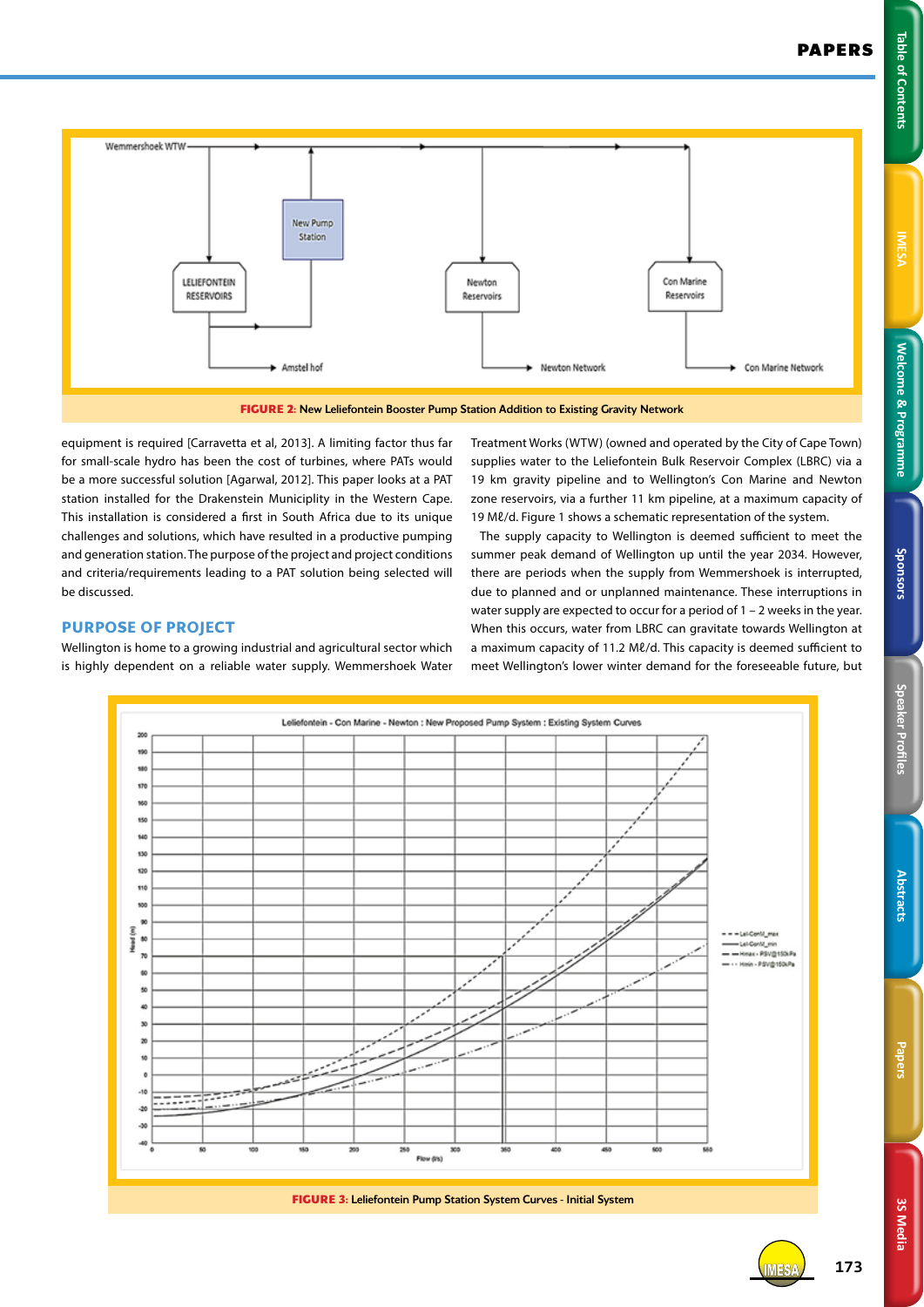FIGURE 2: New Leliefontein Booster Pump Station Addition to Existing Gravity Network

equipment is required [Carravetta et al, 2013]. A limiting factor thus far for small-scale hydro has been the cost of turbines, where PATs would be a more successful solution [Agarwal, 2012]. This paper looks at a PAT station installed for the Drakenstein Municiplity in the Western Cape. This installation is considered a first in South Africa due to its unique challenges and solutions, which have resulted in a productive pumping and generation station. The purpose of the project and project conditions and criteria/requirements leading to a PAT solution being selected will be discussed.

## PURPOSE OF PROJECT

Wellington is home to a growing industrial and agricultural sector which is highly dependent on a reliable water supply. Wemmershoek Water Treatment Works (WTW) (owned and operated by the City of Cape Town) supplies water to the Leliefontein Bulk Reservoir Complex (LBRC) via a 19 km gravity pipeline and to Wellington's Con Marine and Newton zone reservoirs, via a further 11 km pipeline, at a maximum capacity of 19 Mℓ/d. Figure 1 shows a schematic representation of the system.

The supply capacity to Wellington is deemed sufficient to meet the summer peak demand of Wellington up until the year 2034. However, there are periods when the supply from Wemmershoek is interrupted, due to planned and or unplanned maintenance. These interruptions in water supply are expected to occur for a period of 1 – 2 weeks in the year. When this occurs, water from LBRC can gravitate towards Wellington at a maximum capacity of 11.2 Mℓ/d. This capacity is deemed sufficient to meet Wellington's lower winter demand for the foreseeable future, but

FIGURE 3: Leliefontein Pump Station System Curves - Initial System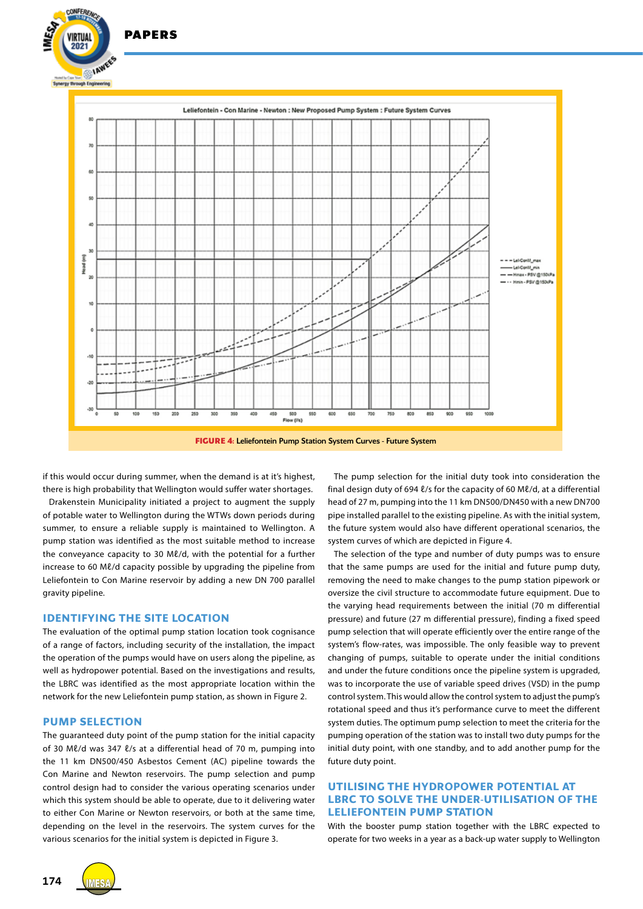**FIGURE 4:** Leliefontein Pump Station System Curves - Future System

if this would occur during summer, when the demand is at it's highest, there is high probability that Wellington would suffer water shortages.

Drakenstein Municipality initiated a project to augment the supply of potable water to Wellington during the WTWs down periods during summer, to ensure a reliable supply is maintained to Wellington. A pump station was identified as the most suitable method to increase the conveyance capacity to 30 Mℓ/d, with the potential for a further increase to 60 Mℓ/d capacity possible by upgrading the pipeline from Leliefontein to Con Marine reservoir by adding a new DN 700 parallel gravity pipeline.

## IDENTIFYING THE SITE LOCATION

The evaluation of the optimal pump station location took cognisance of a range of factors, including security of the installation, the impact the operation of the pumps would have on users along the pipeline, as well as hydropower potential. Based on the investigations and results, the LBRC was identified as the most appropriate location within the network for the new Leliefontein pump station, as shown in Figure 2.

## PUMP SELECTION

The guaranteed duty point of the pump station for the initial capacity of 30 Mℓ/d was 347 ℓ/s at a differential head of 70 m, pumping into the 11 km DN500/450 Asbestos Cement (AC) pipeline towards the Con Marine and Newton reservoirs. The pump selection and pump control design had to consider the various operating scenarios under which this system should be able to operate, due to it delivering water to either Con Marine or Newton reservoirs, or both at the same time, depending on the level in the reservoirs. The system curves for the various scenarios for the initial system is depicted in Figure 3.

The pump selection for the initial duty took into consideration the final design duty of 694 ℓ/s for the capacity of 60 Mℓ/d, at a differential head of 27 m, pumping into the 11 km DN500/DN450 with a new DN700 pipe installed parallel to the existing pipeline. As with the initial system, the future system would also have different operational scenarios, the system curves of which are depicted in Figure 4.

The selection of the type and number of duty pumps was to ensure that the same pumps are used for the initial and future pump duty, removing the need to make changes to the pump station pipework or oversize the civil structure to accommodate future equipment. Due to the varying head requirements between the initial (70 m differential pressure) and future (27 m differential pressure), finding a fixed speed pump selection that will operate efficiently over the entire range of the system's flow-rates, was impossible. The only feasible way to prevent changing of pumps, suitable to operate under the initial conditions and under the future conditions once the pipeline system is upgraded, was to incorporate the use of variable speed drives (VSD) in the pump control system. This would allow the control system to adjust the pump's rotational speed and thus it's performance curve to meet the different system duties. The optimum pump selection to meet the criteria for the pumping operation of the station was to install two duty pumps for the initial duty point, with one standby, and to add another pump for the future duty point.

## UTILISING THE HYDROPOWER POTENTIAL AT LBRC TO SOLVE THE UNDER-UTILISATION OF THE LELIEFONTEIN PUMP STATION

With the booster pump station together with the LBRC expected to operate for two weeks in a year as a back-up water supply to Wellington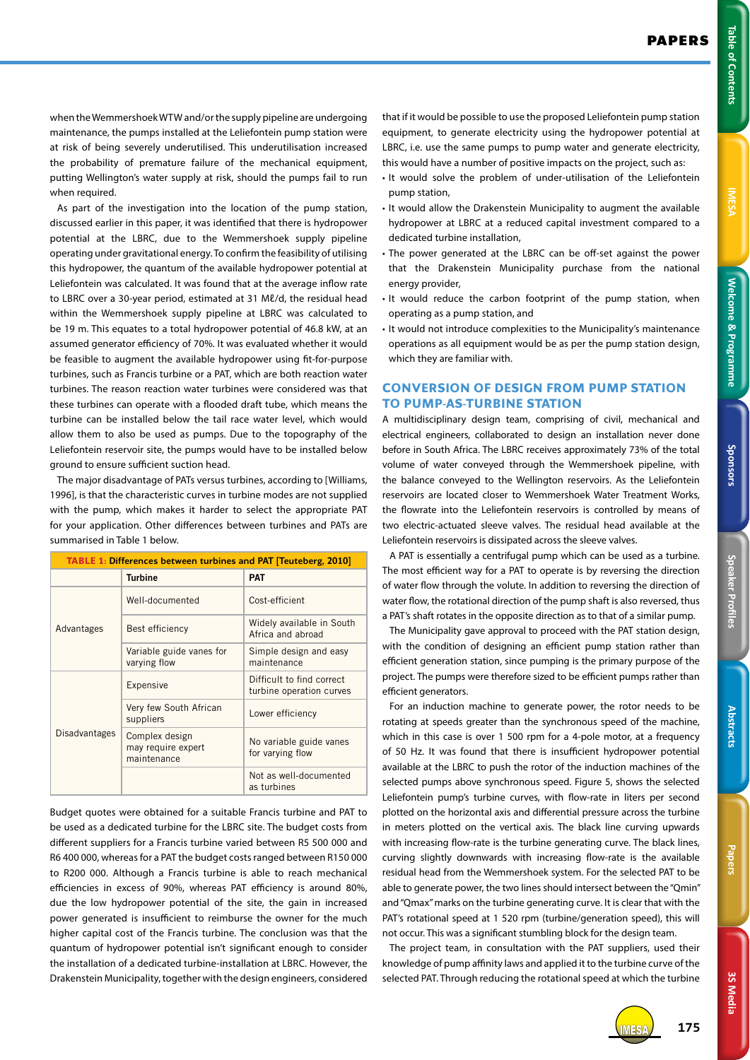when the Wemmershoek WTW and/or the supply pipeline are undergoing maintenance, the pumps installed at the Leliefontein pump station were at risk of being severely underutilised. This underutilisation increased the probability of premature failure of the mechanical equipment, putting Wellington's water supply at risk, should the pumps fail to run when required.

As part of the investigation into the location of the pump station, discussed earlier in this paper, it was identified that there is hydropower potential at the LBRC, due to the Wemmershoek supply pipeline operating under gravitational energy. To confirm the feasibility of utilising this hydropower, the quantum of the available hydropower potential at Leliefontein was calculated. It was found that at the average inflow rate to LBRC over a 30-year period, estimated at 31 Mℓ/d, the residual head within the Wemmershoek supply pipeline at LBRC was calculated to be 19 m. This equates to a total hydropower potential of 46.8 kW, at an assumed generator efficiency of 70%. It was evaluated whether it would be feasible to augment the available hydropower using fit-for-purpose turbines, such as Francis turbine or a PAT, which are both reaction water turbines. The reason reaction water turbines were considered was that these turbines can operate with a flooded draft tube, which means the turbine can be installed below the tail race water level, which would allow them to also be used as pumps. Due to the topography of the Leliefontein reservoir site, the pumps would have to be installed below ground to ensure sufficient suction head.

The major disadvantage of PATs versus turbines, according to [Williams, 1996], is that the characteristic curves in turbine modes are not supplied with the pump, which makes it harder to select the appropriate PAT for your application. Other differences between turbines and PATs are summarised in Table 1 below.

**TABLE 1: Differences between turbines and PAT [Teuteberg, 2010]**

| | Turbine | PAT |
|---|---|---|
| Advantages | Well-documented | Cost-efficient |
| | Best efficiency | Widely available in South Africa and abroad |
| | Variable guide vanes for varying flow | Simple design and easy maintenance |
| Disadvantages | Expensive | Difficult to find correct turbine operation curves |
| | Very few South African suppliers | Lower efficiency |
| | Complex design may require expert maintenance | No variable guide vanes for varying flow |
| | | Not as well-documented as turbines |

Budget quotes were obtained for a suitable Francis turbine and PAT to be used as a dedicated turbine for the LBRC site. The budget costs from different suppliers for a Francis turbine varied between R5 500 000 and R6 400 000, whereas for a PAT the budget costs ranged between R150 000 to R200 000. Although a Francis turbine is able to reach mechanical efficiencies in excess of 90%, whereas PAT efficiency is around 80%, due the low hydropower potential of the site, the gain in increased power generated is insufficient to reimburse the owner for the much higher capital cost of the Francis turbine. The conclusion was that the quantum of hydropower potential isn't significant enough to consider the installation of a dedicated turbine-installation at LBRC. However, the Drakenstein Municipality, together with the design engineers, considered that if it would be possible to use the proposed Leliefontein pump station equipment, to generate electricity using the hydropower potential at LBRC, i.e. use the same pumps to pump water and generate electricity, this would have a number of positive impacts on the project, such as:

- It would solve the problem of under-utilisation of the Leliefontein pump station,
- It would allow the Drakenstein Municipality to augment the available hydropower at LBRC at a reduced capital investment compared to a dedicated turbine installation,
- The power generated at the LBRC can be off-set against the power that the Drakenstein Municipality purchase from the national energy provider,
- It would reduce the carbon footprint of the pump station, when operating as a pump station, and
- It would not introduce complexities to the Municipality's maintenance operations as all equipment would be as per the pump station design, which they are familiar with.

## CONVERSION OF DESIGN FROM PUMP STATION TO PUMP-AS-TURBINE STATION

A multidisciplinary design team, comprising of civil, mechanical and electrical engineers, collaborated to design an installation never done before in South Africa. The LBRC receives approximately 73% of the total volume of water conveyed through the Wemmershoek pipeline, with the balance conveyed to the Wellington reservoirs. As the Leliefontein reservoirs are located closer to Wemmershoek Water Treatment Works, the flowrate into the Leliefontein reservoirs is controlled by means of two electric-actuated sleeve valves. The residual head available at the Leliefontein reservoirs is dissipated across the sleeve valves.

A PAT is essentially a centrifugal pump which can be used as a turbine. The most efficient way for a PAT to operate is by reversing the direction of water flow through the volute. In addition to reversing the direction of water flow, the rotational direction of the pump shaft is also reversed, thus a PAT's shaft rotates in the opposite direction as to that of a similar pump.

The Municipality gave approval to proceed with the PAT station design, with the condition of designing an efficient pump station rather than efficient generation station, since pumping is the primary purpose of the project. The pumps were therefore sized to be efficient pumps rather than efficient generators.

For an induction machine to generate power, the rotor needs to be rotating at speeds greater than the synchronous speed of the machine, which in this case is over 1 500 rpm for a 4-pole motor, at a frequency of 50 Hz. It was found that there is insufficient hydropower potential available at the LBRC to push the rotor of the induction machines of the selected pumps above synchronous speed. Figure 5, shows the selected Leliefontein pump's turbine curves, with flow-rate in liters per second plotted on the horizontal axis and differential pressure across the turbine in meters plotted on the vertical axis. The black line curving upwards with increasing flow-rate is the turbine generating curve. The black lines, curving slightly downwards with increasing flow-rate is the available residual head from the Wemmershoek system. For the selected PAT to be able to generate power, the two lines should intersect between the "Qmin" and "Qmax" marks on the turbine generating curve. It is clear that with the PAT's rotational speed at 1 520 rpm (turbine/generation speed), this will not occur. This was a significant stumbling block for the design team.

The project team, in consultation with the PAT suppliers, used their knowledge of pump affinity laws and applied it to the turbine curve of the selected PAT. Through reducing the rotational speed at which the turbine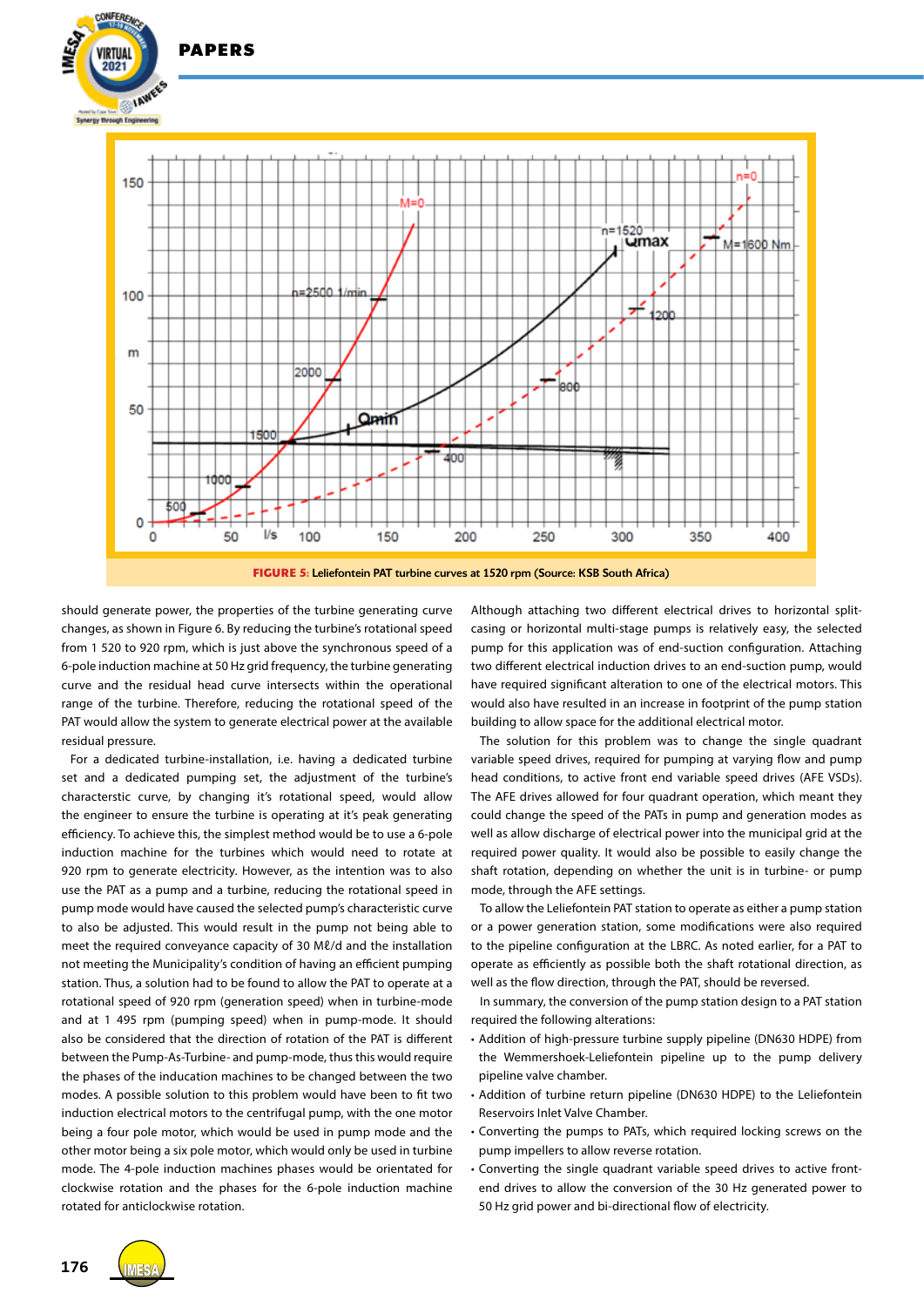FIGURE 5: Leliefontein PAT turbine curves at 1520 rpm (Source: KSB South Africa)

should generate power, the properties of the turbine generating curve changes, as shown in Figure 6. By reducing the turbine's rotational speed from 1 520 to 920 rpm, which is just above the synchronous speed of a 6-pole induction machine at 50 Hz grid frequency, the turbine generating curve and the residual head curve intersects within the operational range of the turbine. Therefore, reducing the rotational speed of the PAT would allow the system to generate electrical power at the available residual pressure.

For a dedicated turbine-installation, i.e. having a dedicated turbine set and a dedicated pumping set, the adjustment of the turbine's characterstic curve, by changing it's rotational speed, would allow the engineer to ensure the turbine is operating at it's peak generating efficiency. To achieve this, the simplest method would be to use a 6-pole induction machine for the turbines which would need to rotate at 920 rpm to generate electricity. However, as the intention was to also use the PAT as a pump and a turbine, reducing the rotational speed in pump mode would have caused the selected pump's characteristic curve to also be adjusted. This would result in the pump not being able to meet the required conveyance capacity of 30 Mℓ/d and the installation not meeting the Municipality's condition of having an efficient pumping station. Thus, a solution had to be found to allow the PAT to operate at a rotational speed of 920 rpm (generation speed) when in turbine-mode and at 1 495 rpm (pumping speed) when in pump-mode. It should also be considered that the direction of rotation of the PAT is different between the Pump-As-Turbine- and pump-mode, thus this would require the phases of the inducation machines to be changed between the two modes. A possible solution to this problem would have been to fit two induction electrical motors to the centrifugal pump, with the one motor being a four pole motor, which would be used in pump mode and the other motor being a six pole motor, which would only be used in turbine mode. The 4-pole induction machines phases would be orientated for clockwise rotation and the phases for the 6-pole induction machine rotated for anticlockwise rotation.

Although attaching two different electrical drives to horizontal split-casing or horizontal multi-stage pumps is relatively easy, the selected pump for this application was of end-suction configuration. Attaching two different electrical induction drives to an end-suction pump, would have required significant alteration to one of the electrical motors. This would also have resulted in an increase in footprint of the pump station building to allow space for the additional electrical motor.

The solution for this problem was to change the single quadrant variable speed drives, required for pumping at varying flow and pump head conditions, to active front end variable speed drives (AFE VSDs). The AFE drives allowed for four quadrant operation, which meant they could change the speed of the PATs in pump and generation modes as well as allow discharge of electrical power into the municipal grid at the required power quality. It would also be possible to easily change the shaft rotation, depending on whether the unit is in turbine- or pump mode, through the AFE settings.

To allow the Leliefontein PAT station to operate as either a pump station or a power generation station, some modifications were also required to the pipeline configuration at the LBRC. As noted earlier, for a PAT to operate as efficiently as possible both the shaft rotational direction, as well as the flow direction, through the PAT, should be reversed.

In summary, the conversion of the pump station design to a PAT station required the following alterations:

- Addition of high-pressure turbine supply pipeline (DN630 HDPE) from the Wemmershoek-Leliefontein pipeline up to the pump delivery pipeline valve chamber.
- Addition of turbine return pipeline (DN630 HDPE) to the Leliefontein Reservoirs Inlet Valve Chamber.
- Converting the pumps to PATs, which required locking screws on the pump impellers to allow reverse rotation.
- Converting the single quadrant variable speed drives to active front-end drives to allow the conversion of the 30 Hz generated power to 50 Hz grid power and bi-directional flow of electricity.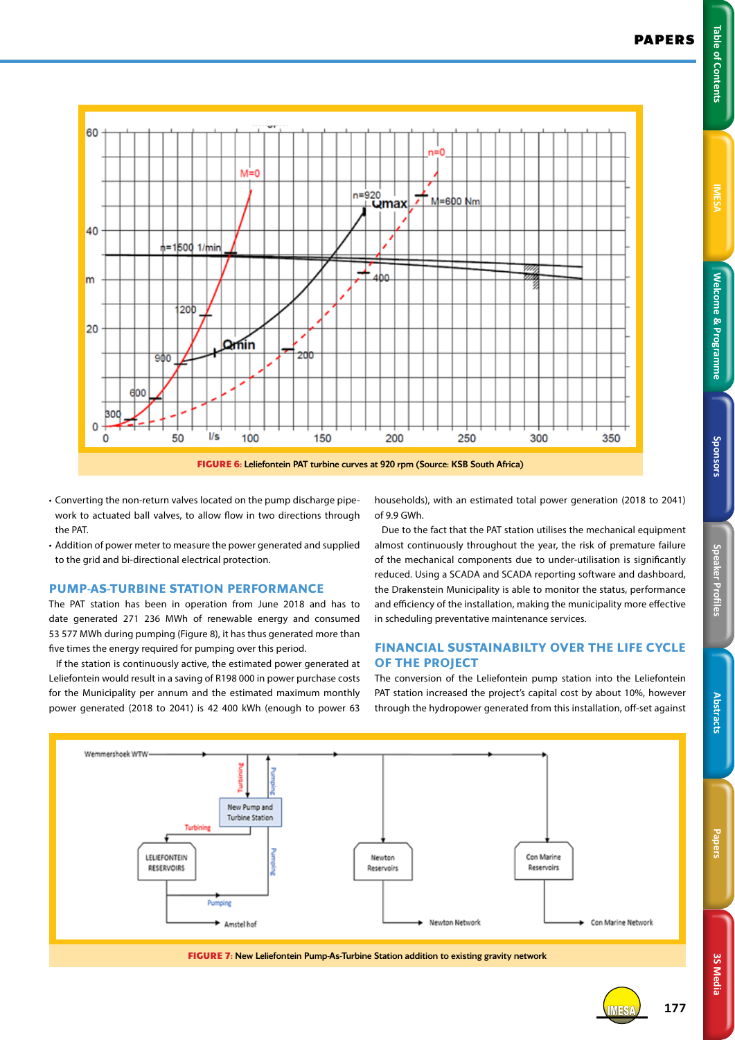FIGURE 6: Leliefontein PAT turbine curves at 920 rpm (Source: KSB South Africa)

- Converting the non-return valves located on the pump discharge pipework to actuated ball valves, to allow flow in two directions through the PAT.
- Addition of power meter to measure the power generated and supplied to the grid and bi-directional electrical protection.

## PUMP-AS-TURBINE STATION PERFORMANCE

The PAT station has been in operation from June 2018 and has to date generated 271 236 MWh of renewable energy and consumed 53 577 MWh during pumping (Figure 8), it has thus generated more than five times the energy required for pumping over this period.

If the station is continuously active, the estimated power generated at Leliefontein would result in a saving of R198 000 in power purchase costs for the Municipality per annum and the estimated maximum monthly power generated (2018 to 2041) is 42 400 kWh (enough to power 63 households), with an estimated total power generation (2018 to 2041) of 9.9 GWh.

Due to the fact that the PAT station utilises the mechanical equipment almost continuously throughout the year, the risk of premature failure of the mechanical components due to under-utilisation is significantly reduced. Using a SCADA and SCADA reporting software and dashboard, the Drakenstein Municipality is able to monitor the status, performance and efficiency of the installation, making the municipality more effective in scheduling preventative maintenance services.

## FINANCIAL SUSTAINABILTY OVER THE LIFE CYCLE OF THE PROJECT

The conversion of the Leliefontein pump station into the Leliefontein PAT station increased the project's capital cost by about 10%, however through the hydropower generated from this installation, off-set against

FIGURE 7: New Leliefontein Pump-As-Turbine Station addition to existing gravity network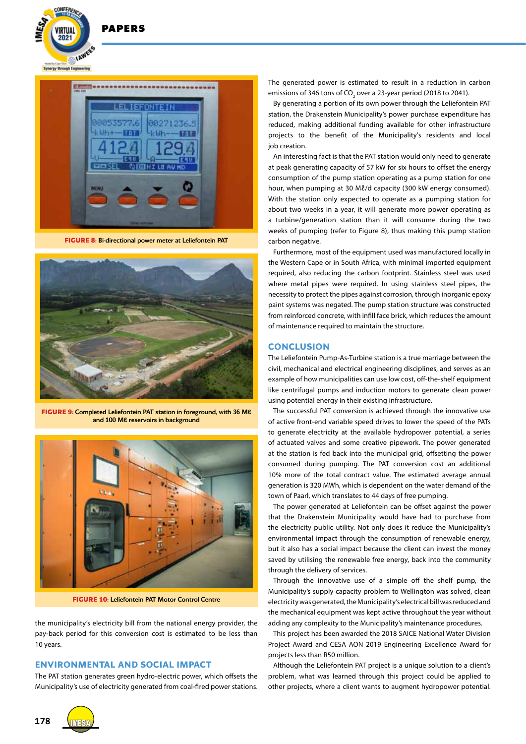FIGURE 8: Bi-directional power meter at Leliefontein PAT

FIGURE 9: Completed Leliefontein PAT station in foreground, with 36 Mℓ and 100 Mℓ reservoirs in background

FIGURE 10: Leliefontein PAT Motor Control Centre

the municipality's electricity bill from the national energy provider, the pay-back period for this conversion cost is estimated to be less than 10 years.

## ENVIRONMENTAL AND SOCIAL IMPACT

The PAT station generates green hydro-electric power, which offsets the Municipality's use of electricity generated from coal-fired power stations.

The generated power is estimated to result in a reduction in carbon emissions of 346 tons of $CO_2$ over a 23-year period (2018 to 2041).

By generating a portion of its own power through the Leliefontein PAT station, the Drakenstein Municipality's power purchase expenditure has reduced, making additional funding available for other infrastructure projects to the benefit of the Municipality's residents and local job creation.

An interesting fact is that the PAT station would only need to generate at peak generating capacity of 57 kW for six hours to offset the energy consumption of the pump station operating as a pump station for one hour, when pumping at 30 Mℓ/d capacity (300 kW energy consumed). With the station only expected to operate as a pumping station for about two weeks in a year, it will generate more power operating as a turbine/generation station than it will consume during the two weeks of pumping (refer to Figure 8), thus making this pump station carbon negative.

Furthermore, most of the equipment used was manufactured locally in the Western Cape or in South Africa, with minimal imported equipment required, also reducing the carbon footprint. Stainless steel was used where metal pipes were required. In using stainless steel pipes, the necessity to protect the pipes against corrosion, through inorganic epoxy paint systems was negated. The pump station structure was constructed from reinforced concrete, with infill face brick, which reduces the amount of maintenance required to maintain the structure.

## CONCLUSION

The Leliefontein Pump-As-Turbine station is a true marriage between the civil, mechanical and electrical engineering disciplines, and serves as an example of how municipalities can use low cost, off-the-shelf equipment like centrifugal pumps and induction motors to generate clean power using potential energy in their existing infrastructure.

The successful PAT conversion is achieved through the innovative use of active front-end variable speed drives to lower the speed of the PATs to generate electricity at the available hydropower potential, a series of actuated valves and some creative pipework. The power generated at the station is fed back into the municipal grid, offsetting the power consumed during pumping. The PAT conversion cost an additional 10% more of the total contract value. The estimated average annual generation is 320 MWh, which is dependent on the water demand of the town of Paarl, which translates to 44 days of free pumping.

The power generated at Leliefontein can be offset against the power that the Drakenstein Municipality would have had to purchase from the electricity public utility. Not only does it reduce the Municipality's environmental impact through the consumption of renewable energy, but it also has a social impact because the client can invest the money saved by utilising the renewable free energy, back into the community through the delivery of services.

Through the innovative use of a simple off the shelf pump, the Municipality's supply capacity problem to Wellington was solved, clean electricity was generated, the Municipality's electrical bill was reduced and the mechanical equipment was kept active throughout the year without adding any complexity to the Municipality's maintenance procedures.

This project has been awarded the 2018 SAICE National Water Division Project Award and CESA AON 2019 Engineering Excellence Award for projects less than R50 million.

Although the Leliefontein PAT project is a unique solution to a client's problem, what was learned through this project could be applied to other projects, where a client wants to augment hydropower potential.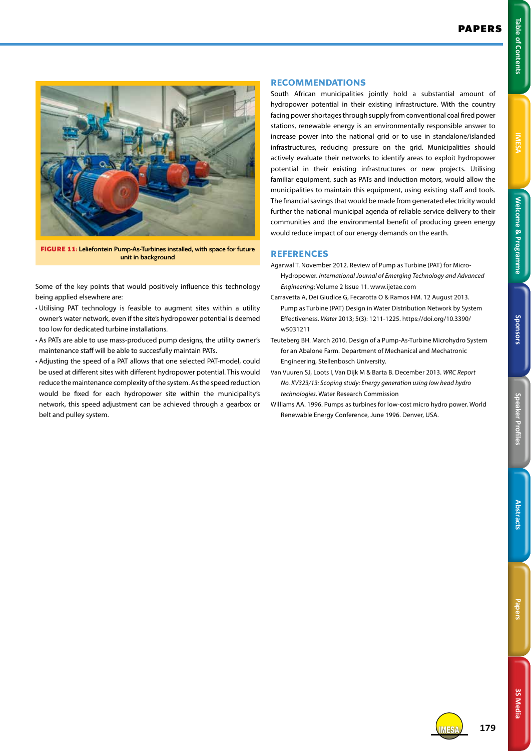**FIGURE 11:** Leliefontein Pump-As-Turbines installed, with space for future unit in background

Some of the key points that would positively influence this technology being applied elsewhere are:

- Utilising PAT technology is feasible to augment sites within a utility owner's water network, even if the site's hydropower potential is deemed too low for dedicated turbine installations.
- As PATs are able to use mass-produced pump designs, the utility owner's maintenance staff will be able to succesfully maintain PATs.
- Adjusting the speed of a PAT allows that one selected PAT-model, could be used at different sites with different hydropower potential. This would reduce the maintenance complexity of the system. As the speed reduction would be fixed for each hydropower site within the municipality's network, this speed adjustment can be achieved through a gearbox or belt and pulley system.

## RECOMMENDATIONS

South African municipalities jointly hold a substantial amount of hydropower potential in their existing infrastructure. With the country facing power shortages through supply from conventional coal fired power stations, renewable energy is an environmentally responsible answer to increase power into the national grid or to use in standalone/islanded infrastructures, reducing pressure on the grid. Municipalities should actively evaluate their networks to identify areas to exploit hydropower potential in their existing infrastructures or new projects. Utilising familiar equipment, such as PATs and induction motors, would allow the municipalities to maintain this equipment, using existing staff and tools. The financial savings that would be made from generated electricity would further the national municipal agenda of reliable service delivery to their communities and the environmental benefit of producing green energy would reduce impact of our energy demands on the earth.

## REFERENCES

Agarwal T. November 2012. Review of Pump as Turbine (PAT) for Micro-Hydropower. *International Journal of Emerging Technology and Advanced Engineering*; Volume 2 Issue 11. www.ijetae.com

Carravetta A, Dei Giudice G, Fecarotta O & Ramos HM. 12 August 2013. Pump as Turbine (PAT) Design in Water Distribution Network by System Effectiveness. *Water* 2013; 5(3): 1211-1225. https://doi.org/10.3390/w5031211

Teuteberg BH. March 2010. Design of a Pump-As-Turbine Microhydro System for an Abalone Farm. Department of Mechanical and Mechatronic Engineering, Stellenbosch University.

Van Vuuren SJ, Loots I, Van Dijk M & Barta B. December 2013. *WRC Report No. KV323/13: Scoping study: Energy generation using low head hydro technologies*. Water Research Commission

Williams AA. 1996. Pumps as turbines for low-cost micro hydro power. World Renewable Energy Conference, June 1996. Denver, USA.